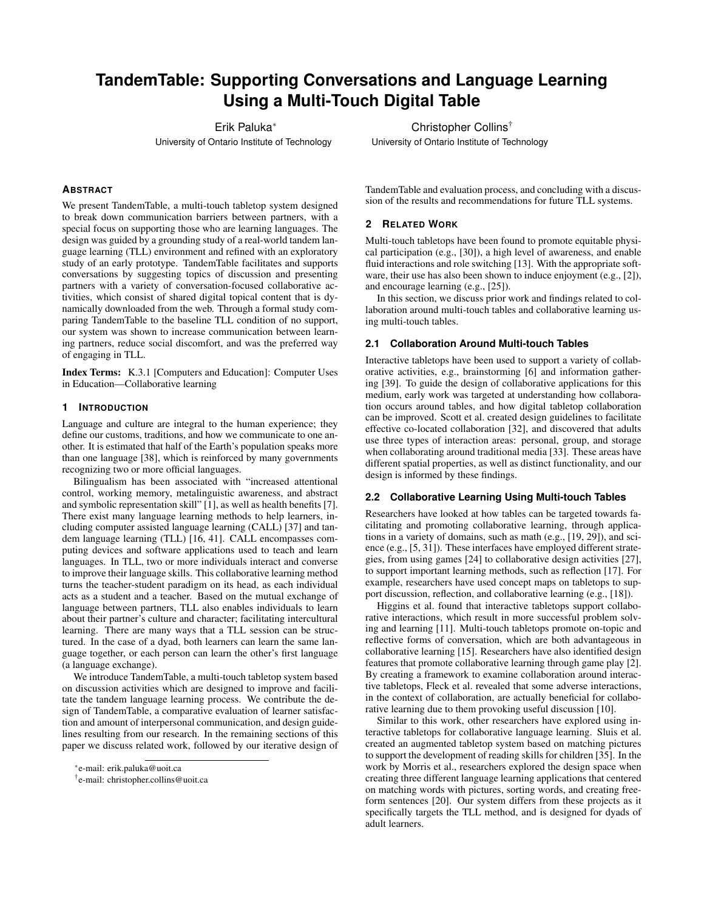# TandemTable: Supporting Conversations and Language Learning Using a Multi-Touch Digital Table

Erik Paluka*  
University of Ontario Institute of Technology

Christopher Collins†  
University of Ontario Institute of Technology

## ABSTRACT

We present TandemTable, a multi-touch tabletop system designed to break down communication barriers between partners, with a special focus on supporting those who are learning languages. The design was guided by a grounding study of a real-world tandem language learning (TLL) environment and refined with an exploratory study of an early prototype. TandemTable facilitates and supports conversations by suggesting topics of discussion and presenting partners with a variety of conversation-focused collaborative activities, which consist of shared digital topical content that is dynamically downloaded from the web. Through a formal study comparing TandemTable to the baseline TLL condition of no support, our system was shown to increase communication between learning partners, reduce social discomfort, and was the preferred way of engaging in TLL.

**Index Terms:** K.3.1 [Computers and Education]: Computer Uses in Education—Collaborative learning

## 1 INTRODUCTION

Language and culture are integral to the human experience; they define our customs, traditions, and how we communicate to one another. It is estimated that half of the Earth's population speaks more than one language [38], which is reinforced by many governments recognizing two or more official languages.

Bilingualism has been associated with "increased attentional control, working memory, metalinguistic awareness, and abstract and symbolic representation skill" [1], as well as health benefits [7]. There exist many language learning methods to help learners, including computer assisted language learning (CALL) [37] and tandem language learning (TLL) [16, 41]. CALL encompasses computing devices and software applications used to teach and learn languages. In TLL, two or more individuals interact and converse to improve their language skills. This collaborative learning method turns the teacher-student paradigm on its head, as each individual acts as a student and a teacher. Based on the mutual exchange of language between partners, TLL also enables individuals to learn about their partner's culture and character; facilitating intercultural learning. There are many ways that a TLL session can be structured. In the case of a dyad, both learners can learn the same language together, or each person can learn the other's first language (a language exchange).

We introduce TandemTable, a multi-touch tabletop system based on discussion activities which are designed to improve and facilitate the tandem language learning process. We contribute the design of TandemTable, a comparative evaluation of learner satisfaction and amount of interpersonal communication, and design guidelines resulting from our research. In the remaining sections of this paper we discuss related work, followed by our iterative design of TandemTable and evaluation process, and concluding with a discussion of the results and recommendations for future TLL systems.

*e-mail: erik.paluka@uoit.ca

†e-mail: christopher.collins@uoit.ca

## 2 RELATED WORK

Multi-touch tabletops have been found to promote equitable physical participation (e.g., [30]), a high level of awareness, and enable fluid interactions and role switching [13]. With the appropriate software, their use has also been shown to induce enjoyment (e.g., [2]), and encourage learning (e.g., [25]).

In this section, we discuss prior work and findings related to collaboration around multi-touch tables and collaborative learning using multi-touch tables.

### 2.1 Collaboration Around Multi-touch Tables

Interactive tabletops have been used to support a variety of collaborative activities, e.g., brainstorming [6] and information gathering [39]. To guide the design of collaborative applications for this medium, early work was targeted at understanding how collaboration occurs around tables, and how digital tabletop collaboration can be improved. Scott et al. created design guidelines to facilitate effective co-located collaboration [32], and discovered that adults use three types of interaction areas: personal, group, and storage when collaborating around traditional media [33]. These areas have different spatial properties, as well as distinct functionality, and our design is informed by these findings.

### 2.2 Collaborative Learning Using Multi-touch Tables

Researchers have looked at how tables can be targeted towards facilitating and promoting collaborative learning, through applications in a variety of domains, such as math (e.g., [19, 29]), and science (e.g., [5, 31]). These interfaces have employed different strategies, from using games [24] to collaborative design activities [27], to support important learning methods, such as reflection [17]. For example, researchers have used concept maps on tabletops to support discussion, reflection, and collaborative learning (e.g., [18]).

Higgins et al. found that interactive tabletops support collaborative interactions, which result in more successful problem solving and learning [11]. Multi-touch tabletops promote on-topic and reflective forms of conversation, which are both advantageous in collaborative learning [15]. Researchers have also identified design features that promote collaborative learning through game play [2]. By creating a framework to examine collaboration around interactive tabletops, Fleck et al. revealed that some adverse interactions, in the context of collaboration, are actually beneficial for collaborative learning due to them provoking useful discussion [10].

Similar to this work, other researchers have explored using interactive tabletops for collaborative language learning. Sluis et al. created an augmented tabletop system based on matching pictures to support the development of reading skills for children [35]. In the work by Morris et al., researchers explored the design space when creating three different language learning applications that centered on matching words with pictures, sorting words, and creating free-form sentences [20]. Our system differs from these projects as it specifically targets the TLL method, and is designed for dyads of adult learners.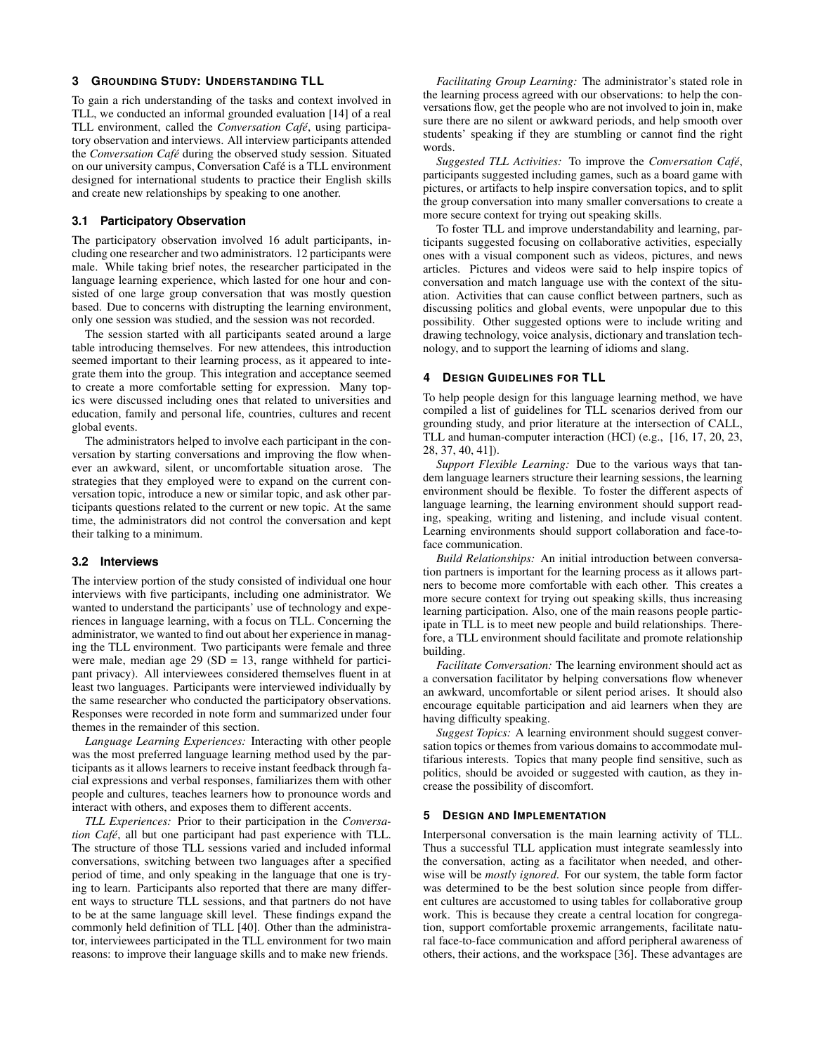## 3 Grounding Study: Understanding TLL

To gain a rich understanding of the tasks and context involved in TLL, we conducted an informal grounded evaluation [14] of a real TLL environment, called the *Conversation Café*, using participatory observation and interviews. All interview participants attended the *Conversation Café* during the observed study session. Situated on our university campus, Conversation Café is a TLL environment designed for international students to practice their English skills and create new relationships by speaking to one another.

### 3.1 Participatory Observation

The participatory observation involved 16 adult participants, including one researcher and two administrators. 12 participants were male. While taking brief notes, the researcher participated in the language learning experience, which lasted for one hour and consisted of one large group conversation that was mostly question based. Due to concerns with distrupting the learning environment, only one session was studied, and the session was not recorded.

The session started with all participants seated around a large table introducing themselves. For new attendees, this introduction seemed important to their learning process, as it appeared to integrate them into the group. This integration and acceptance seemed to create a more comfortable setting for expression. Many topics were discussed including ones that related to universities and education, family and personal life, countries, cultures and recent global events.

The administrators helped to involve each participant in the conversation by starting conversations and improving the flow whenever an awkward, silent, or uncomfortable situation arose. The strategies that they employed were to expand on the current conversation topic, introduce a new or similar topic, and ask other participants questions related to the current or new topic. At the same time, the administrators did not control the conversation and kept their talking to a minimum.

### 3.2 Interviews

The interview portion of the study consisted of individual one hour interviews with five participants, including one administrator. We wanted to understand the participants' use of technology and experiences in language learning, with a focus on TLL. Concerning the administrator, we wanted to find out about her experience in managing the TLL environment. Two participants were female and three were male, median age 29 (SD = 13, range withheld for participant privacy). All interviewees considered themselves fluent in at least two languages. Participants were interviewed individually by the same researcher who conducted the participatory observations. Responses were recorded in note form and summarized under four themes in the remainder of this section.

*Language Learning Experiences:* Interacting with other people was the most preferred language learning method used by the participants as it allows learners to receive instant feedback through facial expressions and verbal responses, familiarizes them with other people and cultures, teaches learners how to pronounce words and interact with others, and exposes them to different accents.

*TLL Experiences:* Prior to their participation in the *Conversation Café*, all but one participant had past experience with TLL. The structure of those TLL sessions varied and included informal conversations, switching between two languages after a specified period of time, and only speaking in the language that one is trying to learn. Participants also reported that there are many different ways to structure TLL sessions, and that partners do not have to be at the same language skill level. These findings expand the commonly held definition of TLL [40]. Other than the administrator, interviewees participated in the TLL environment for two main reasons: to improve their language skills and to make new friends.

*Facilitating Group Learning:* The administrator's stated role in the learning process agreed with our observations: to help the conversations flow, get the people who are not involved to join in, make sure there are no silent or awkward periods, and help smooth over students' speaking if they are stumbling or cannot find the right words.

*Suggested TLL Activities:* To improve the *Conversation Café*, participants suggested including games, such as a board game with pictures, or artifacts to help inspire conversation topics, and to split the group conversation into many smaller conversations to create a more secure context for trying out speaking skills.

To foster TLL and improve understandability and learning, participants suggested focusing on collaborative activities, especially ones with a visual component such as videos, pictures, and news articles. Pictures and videos were said to help inspire topics of conversation and match language use with the context of the situation. Activities that can cause conflict between partners, such as discussing politics and global events, were unpopular due to this possibility. Other suggested options were to include writing and drawing technology, voice analysis, dictionary and translation technology, and to support the learning of idioms and slang.

## 4 Design Guidelines for TLL

To help people design for this language learning method, we have compiled a list of guidelines for TLL scenarios derived from our grounding study, and prior literature at the intersection of CALL, TLL and human-computer interaction (HCI) (e.g., [16, 17, 20, 23, 28, 37, 40, 41]).

*Support Flexible Learning:* Due to the various ways that tandem language learners structure their learning sessions, the learning environment should be flexible. To foster the different aspects of language learning, the learning environment should support reading, speaking, writing and listening, and include visual content. Learning environments should support collaboration and face-to-face communication.

*Build Relationships:* An initial introduction between conversation partners is important for the learning process as it allows partners to become more comfortable with each other. This creates a more secure context for trying out speaking skills, thus increasing learning participation. Also, one of the main reasons people participate in TLL is to meet new people and build relationships. Therefore, a TLL environment should facilitate and promote relationship building.

*Facilitate Conversation:* The learning environment should act as a conversation facilitator by helping conversations flow whenever an awkward, uncomfortable or silent period arises. It should also encourage equitable participation and aid learners when they are having difficulty speaking.

*Suggest Topics:* A learning environment should suggest conversation topics or themes from various domains to accommodate multifarious interests. Topics that many people find sensitive, such as politics, should be avoided or suggested with caution, as they increase the possibility of discomfort.

## 5 Design and Implementation

Interpersonal conversation is the main learning activity of TLL. Thus a successful TLL application must integrate seamlessly into the conversation, acting as a facilitator when needed, and otherwise will be *mostly ignored*. For our system, the table form factor was determined to be the best solution since people from different cultures are accustomed to using tables for collaborative group work. This is because they create a central location for congregation, support comfortable proxemic arrangements, facilitate natural face-to-face communication and afford peripheral awareness of others, their actions, and the workspace [36]. These advantages are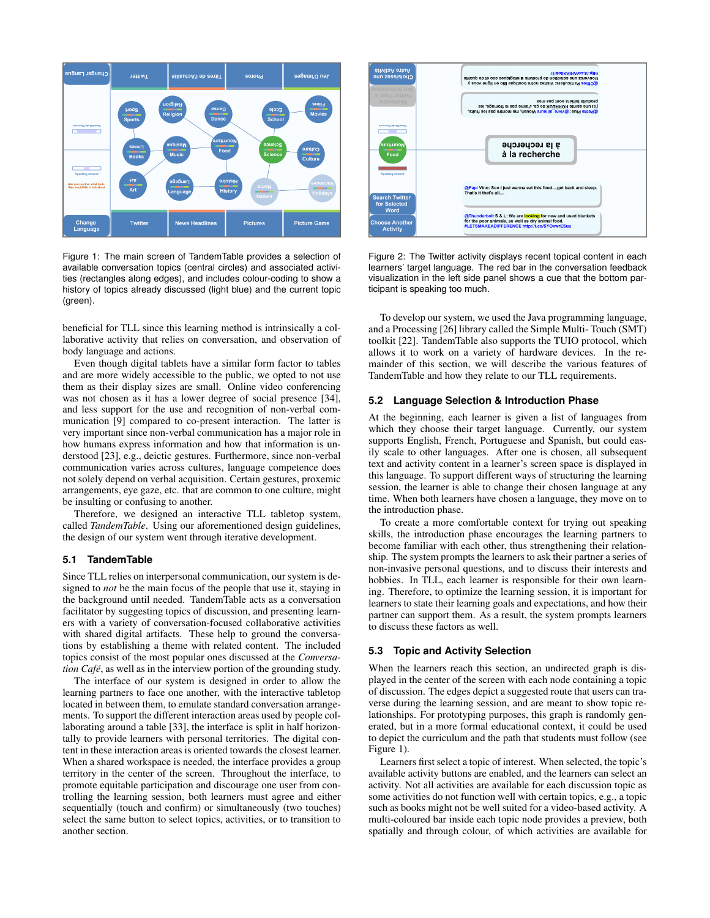Figure 1: The main screen of TandemTable provides a selection of available conversation topics (central circles) and associated activities (rectangles along edges), and includes colour-coding to show a history of topics already discussed (light blue) and the current topic (green).

Figure 2: The Twitter activity displays recent topical content in each learners' target language. The red bar in the conversation feedback visualization in the left side panel shows a cue that the bottom participant is speaking too much.

beneficial for TLL since this learning method is intrinsically a collaborative activity that relies on conversation, and observation of body language and actions.

Even though digital tablets have a similar form factor to tables and are more widely accessible to the public, we opted to not use them as their display sizes are small. Online video conferencing was not chosen as it has a lower degree of social presence [34], and less support for the use and recognition of non-verbal communication [9] compared to co-present interaction. The latter is very important since non-verbal communication has a major role in how humans express information and how that information is understood [23], e.g., deictic gestures. Furthermore, since non-verbal communication varies across cultures, language competence does not solely depend on verbal acquisition. Certain gestures, proxemic arrangements, eye gaze, etc. that are common to one culture, might be insulting or confusing to another.

Therefore, we designed an interactive TLL tabletop system, called *TandemTable*. Using our aforementioned design guidelines, the design of our system went through iterative development.

### 5.1 TandemTable

Since TLL relies on interpersonal communication, our system is designed to *not* be the main focus of the people that use it, staying in the background until needed. TandemTable acts as a conversation facilitator by suggesting topics of discussion, and presenting learners with a variety of conversation-focused collaborative activities with shared digital artifacts. These help to ground the conversations by establishing a theme with related content. The included topics consist of the most popular ones discussed at the *Conversation Café*, as well as in the interview portion of the grounding study.

The interface of our system is designed in order to allow the learning partners to face one another, with the interactive tabletop located in between them, to emulate standard conversation arrangements. To support the different interaction areas used by people collaborating around a table [33], the interface is split in half horizontally to provide learners with personal territories. The digital content in these interaction areas is oriented towards the closest learner. When a shared workspace is needed, the interface provides a group territory in the center of the screen. Throughout the interface, to promote equitable participation and discourage one user from controlling the learning session, both learners must agree and either sequentially (touch and confirm) or simultaneously (two touches) select the same button to select topics, activities, or to transition to another section.

To develop our system, we used the Java programming language, and a Processing [26] library called the Simple Multi- Touch (SMT) toolkit [22]. TandemTable also supports the TUIO protocol, which allows it to work on a variety of hardware devices. In the remainder of this section, we will describe the various features of TandemTable and how they relate to our TLL requirements.

### 5.2 Language Selection & Introduction Phase

At the beginning, each learner is given a list of languages from which they choose their target language. Currently, our system supports English, French, Portuguese and Spanish, but could easily scale to other languages. After one is chosen, all subsequent text and activity content in a learner's screen space is displayed in this language. To support different ways of structuring the learning session, the learner is able to change their chosen language at any time. When both learners have chosen a language, they move on to the introduction phase.

To create a more comfortable context for trying out speaking skills, the introduction phase encourages the learning partners to become familiar with each other, thus strengthening their relationship. The system prompts the learners to ask their partner a series of non-invasive personal questions, and to discuss their interests and hobbies. In TLL, each learner is responsible for their own learning. Therefore, to optimize the learning session, it is important for learners to state their learning goals and expectations, and how their partner can support them. As a result, the system prompts learners to discuss these factors as well.

### 5.3 Topic and Activity Selection

When the learners reach this section, an undirected graph is displayed in the center of the screen with each node containing a topic of discussion. The edges depict a suggested route that users can traverse during the learning session, and are meant to show topic relationships. For prototyping purposes, this graph is randomly generated, but in a more formal educational context, it could be used to depict the curriculum and the path that students must follow (see Figure 1).

Learners first select a topic of interest. When selected, the topic's available activity buttons are enabled, and the learners can select an activity. Not all activities are available for each discussion topic as some activities do not function well with certain topics, e.g., a topic such as books might not be well suited for a video-based activity. A multi-coloured bar inside each topic node provides a preview, both spatially and through colour, of which activities are available for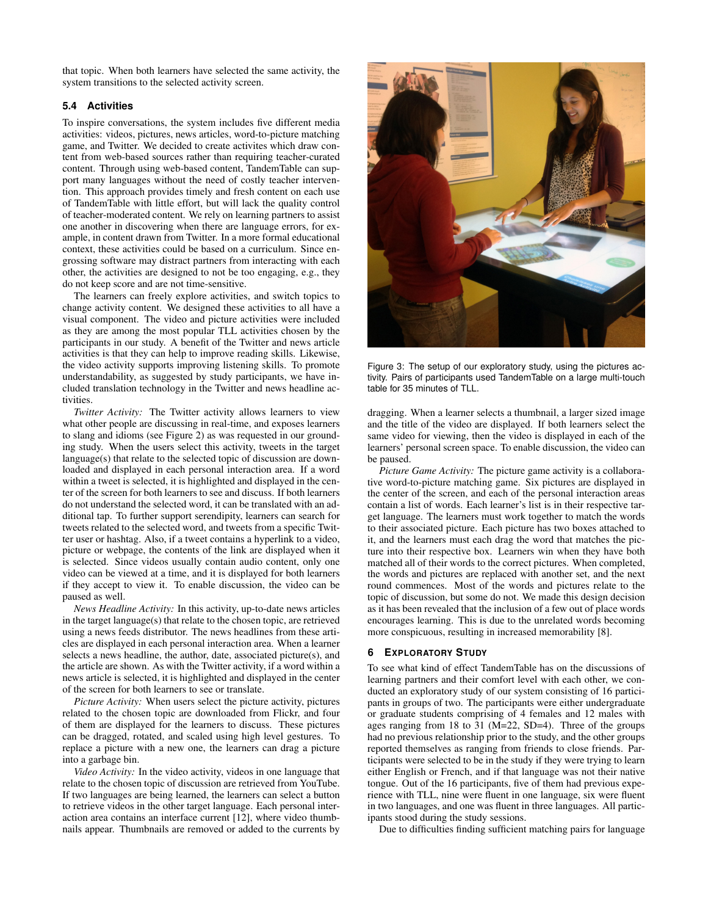that topic. When both learners have selected the same activity, the system transitions to the selected activity screen.

### 5.4 Activities

To inspire conversations, the system includes five different media activities: videos, pictures, news articles, word-to-picture matching game, and Twitter. We decided to create activites which draw content from web-based sources rather than requiring teacher-curated content. Through using web-based content, TandemTable can support many languages without the need of costly teacher intervention. This approach provides timely and fresh content on each use of TandemTable with little effort, but will lack the quality control of teacher-moderated content. We rely on learning partners to assist one another in discovering when there are language errors, for example, in content drawn from Twitter. In a more formal educational context, these activities could be based on a curriculum. Since engrossing software may distract partners from interacting with each other, the activities are designed to not be too engaging, e.g., they do not keep score and are not time-sensitive.

The learners can freely explore activities, and switch topics to change activity content. We designed these activities to all have a visual component. The video and picture activities were included as they are among the most popular TLL activities chosen by the participants in our study. A benefit of the Twitter and news article activities is that they can help to improve reading skills. Likewise, the video activity supports improving listening skills. To promote understandability, as suggested by study participants, we have included translation technology in the Twitter and news headline activities.

*Twitter Activity:* The Twitter activity allows learners to view what other people are discussing in real-time, and exposes learners to slang and idioms (see Figure 2) as was requested in our grounding study. When the users select this activity, tweets in the target language(s) that relate to the selected topic of discussion are downloaded and displayed in each personal interaction area. If a word within a tweet is selected, it is highlighted and displayed in the center of the screen for both learners to see and discuss. If both learners do not understand the selected word, it can be translated with an additional tap. To further support serendipity, learners can search for tweets related to the selected word, and tweets from a specific Twitter user or hashtag. Also, if a tweet contains a hyperlink to a video, picture or webpage, the contents of the link are displayed when it is selected. Since videos usually contain audio content, only one video can be viewed at a time, and it is displayed for both learners if they accept to view it. To enable discussion, the video can be paused as well.

*News Headline Activity:* In this activity, up-to-date news articles in the target language(s) that relate to the chosen topic, are retrieved using a news feeds distributor. The news headlines from these articles are displayed in each personal interaction area. When a learner selects a news headline, the author, date, associated picture(s), and the article are shown. As with the Twitter activity, if a word within a news article is selected, it is highlighted and displayed in the center of the screen for both learners to see or translate.

*Picture Activity:* When users select the picture activity, pictures related to the chosen topic are downloaded from Flickr, and four of them are displayed for the learners to discuss. These pictures can be dragged, rotated, and scaled using high level gestures. To replace a picture with a new one, the learners can drag a picture into a garbage bin.

*Video Activity:* In the video activity, videos in one language that relate to the chosen topic of discussion are retrieved from YouTube. If two languages are being learned, the learners can select a button to retrieve videos in the other target language. Each personal interaction area contains an interface current [12], where video thumbnails appear. Thumbnails are removed or added to the currents by dragging. When a learner selects a thumbnail, a larger sized image and the title of the video are displayed. If both learners select the same video for viewing, then the video is displayed in each of the learners' personal screen space. To enable discussion, the video can be paused.

*Picture Game Activity:* The picture game activity is a collaborative word-to-picture matching game. Six pictures are displayed in the center of the screen, and each of the personal interaction areas contain a list of words. Each learner's list is in their respective target language. The learners must work together to match the words to their associated picture. Each picture has two boxes attached to it, and the learners must each drag the word that matches the picture into their respective box. Learners win when they have both matched all of their words to the correct pictures. When completed, the words and pictures are replaced with another set, and the next round commences. Most of the words and pictures relate to the topic of discussion, but some do not. We made this design decision as it has been revealed that the inclusion of a few out of place words encourages learning. This is due to the unrelated words becoming more conspicuous, resulting in increased memorability [8].

Figure 3: The setup of our exploratory study, using the pictures activity. Pairs of participants used TandemTable on a large multi-touch table for 35 minutes of TLL.

## 6 Exploratory Study

To see what kind of effect TandemTable has on the discussions of learning partners and their comfort level with each other, we conducted an exploratory study of our system consisting of 16 participants in groups of two. The participants were either undergraduate or graduate students comprising of 4 females and 12 males with ages ranging from 18 to 31 (M=22, SD=4). Three of the groups had no previous relationship prior to the study, and the other groups reported themselves as ranging from friends to close friends. Participants were selected to be in the study if they were trying to learn either English or French, and if that language was not their native tongue. Out of the 16 participants, five of them had previous experience with TLL, nine were fluent in one language, six were fluent in two languages, and one was fluent in three languages. All participants stood during the study sessions.

Due to difficulties finding sufficient matching pairs for language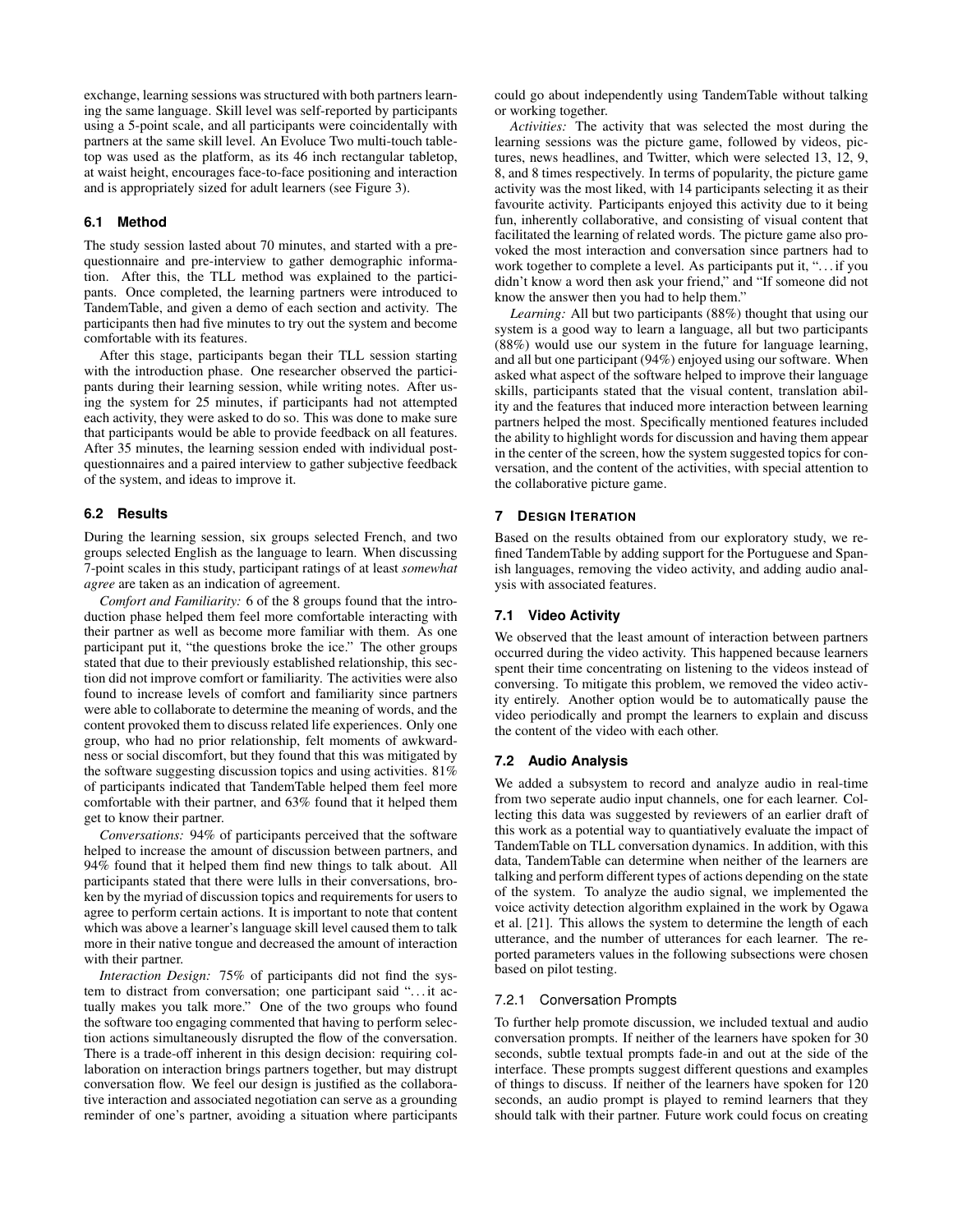exchange, learning sessions was structured with both partners learning the same language. Skill level was self-reported by participants using a 5-point scale, and all participants were coincidentally with partners at the same skill level. An Evoluce Two multi-touch tabletop was used as the platform, as its 46 inch rectangular tabletop, at waist height, encourages face-to-face positioning and interaction and is appropriately sized for adult learners (see Figure 3).

### 6.1 Method

The study session lasted about 70 minutes, and started with a pre-questionnaire and pre-interview to gather demographic information. After this, the TLL method was explained to the participants. Once completed, the learning partners were introduced to TandemTable, and given a demo of each section and activity. The participants then had five minutes to try out the system and become comfortable with its features.

After this stage, participants began their TLL session starting with the introduction phase. One researcher observed the participants during their learning session, while writing notes. After using the system for 25 minutes, if participants had not attempted each activity, they were asked to do so. This was done to make sure that participants would be able to provide feedback on all features. After 35 minutes, the learning session ended with individual post-questionnaires and a paired interview to gather subjective feedback of the system, and ideas to improve it.

### 6.2 Results

During the learning session, six groups selected French, and two groups selected English as the language to learn. When discussing 7-point scales in this study, participant ratings of at least *somewhat agree* are taken as an indication of agreement.

*Comfort and Familiarity:* 6 of the 8 groups found that the introduction phase helped them feel more comfortable interacting with their partner as well as become more familiar with them. As one participant put it, "the questions broke the ice." The other groups stated that due to their previously established relationship, this section did not improve comfort or familiarity. The activities were also found to increase levels of comfort and familiarity since partners were able to collaborate to determine the meaning of words, and the content provoked them to discuss related life experiences. Only one group, who had no prior relationship, felt moments of awkwardness or social discomfort, but they found that this was mitigated by the software suggesting discussion topics and using activities. 81% of participants indicated that TandemTable helped them feel more comfortable with their partner, and 63% found that it helped them get to know their partner.

*Conversations:* 94% of participants perceived that the software helped to increase the amount of discussion between partners, and 94% found that it helped them find new things to talk about. All participants stated that there were lulls in their conversations, broken by the myriad of discussion topics and requirements for users to agree to perform certain actions. It is important to note that content which was above a learner's language skill level caused them to talk more in their native tongue and decreased the amount of interaction with their partner.

*Interaction Design:* 75% of participants did not find the system to distract from conversation; one participant said "…it actually makes you talk more." One of the two groups who found the software too engaging commented that having to perform selection actions simultaneously disrupted the flow of the conversation. There is a trade-off inherent in this design decision: requiring collaboration on interaction brings partners together, but may distrupt conversation flow. We feel our design is justified as the collaborative interaction and associated negotiation can serve as a grounding reminder of one's partner, avoiding a situation where participants could go about independently using TandemTable without talking or working together.

*Activities:* The activity that was selected the most during the learning sessions was the picture game, followed by videos, pictures, news headlines, and Twitter, which were selected 13, 12, 9, 8, and 8 times respectively. In terms of popularity, the picture game activity was the most liked, with 14 participants selecting it as their favourite activity. Participants enjoyed this activity due to it being fun, inherently collaborative, and consisting of visual content that facilitated the learning of related words. The picture game also provoked the most interaction and conversation since partners had to work together to complete a level. As participants put it, "…if you didn't know a word then ask your friend," and "If someone did not know the answer then you had to help them."

*Learning:* All but two participants (88%) thought that using our system is a good way to learn a language, all but two participants (88%) would use our system in the future for language learning, and all but one participant (94%) enjoyed using our software. When asked what aspect of the software helped to improve their language skills, participants stated that the visual content, translation ability and the features that induced more interaction between learning partners helped the most. Specifically mentioned features included the ability to highlight words for discussion and having them appear in the center of the screen, how the system suggested topics for conversation, and the content of the activities, with special attention to the collaborative picture game.

## 7 Design Iteration

Based on the results obtained from our exploratory study, we refined TandemTable by adding support for the Portuguese and Spanish languages, removing the video activity, and adding audio analysis with associated features.

### 7.1 Video Activity

We observed that the least amount of interaction between partners occurred during the video activity. This happened because learners spent their time concentrating on listening to the videos instead of conversing. To mitigate this problem, we removed the video activity entirely. Another option would be to automatically pause the video periodically and prompt the learners to explain and discuss the content of the video with each other.

### 7.2 Audio Analysis

We added a subsystem to record and analyze audio in real-time from two seperate audio input channels, one for each learner. Collecting this data was suggested by reviewers of an earlier draft of this work as a potential way to quantiatively evaluate the impact of TandemTable on TLL conversation dynamics. In addition, with this data, TandemTable can determine when neither of the learners are talking and perform different types of actions depending on the state of the system. To analyze the audio signal, we implemented the voice activity detection algorithm explained in the work by Ogawa et al. [21]. This allows the system to determine the length of each utterance, and the number of utterances for each learner. The reported parameters values in the following subsections were chosen based on pilot testing.

#### 7.2.1 Conversation Prompts

To further help promote discussion, we included textual and audio conversation prompts. If neither of the learners have spoken for 30 seconds, subtle textual prompts fade-in and out at the side of the interface. These prompts suggest different questions and examples of things to discuss. If neither of the learners have spoken for 120 seconds, an audio prompt is played to remind learners that they should talk with their partner. Future work could focus on creating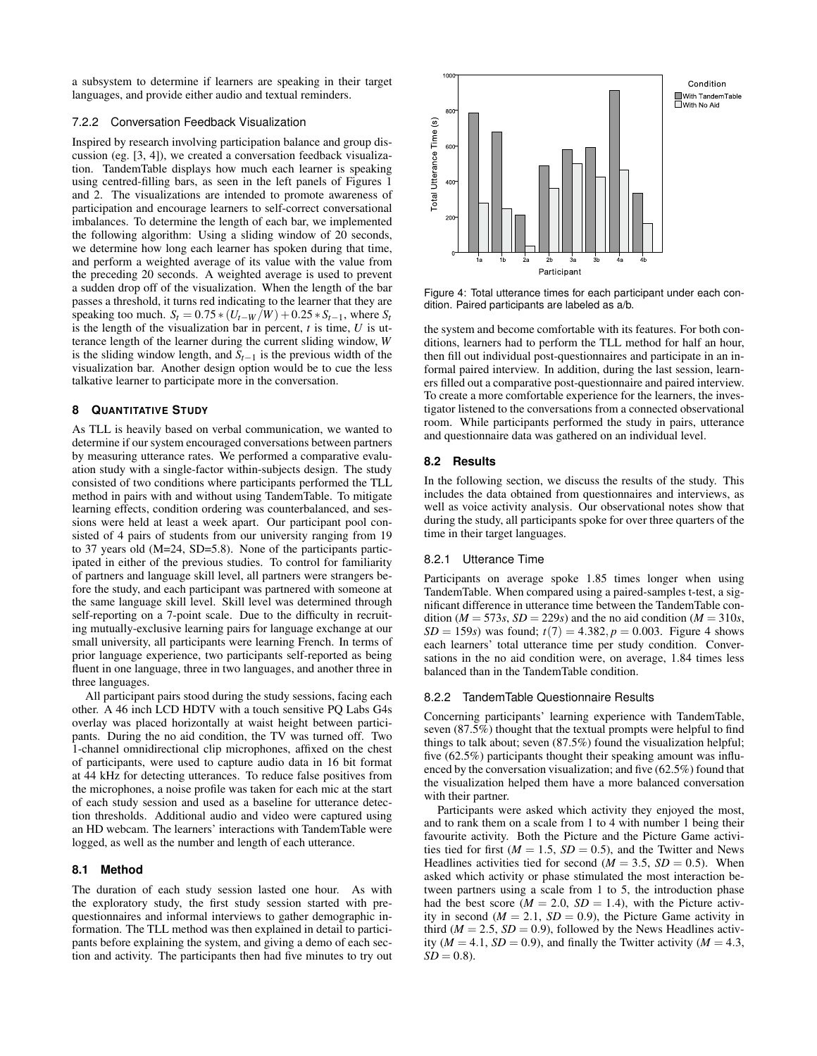a subsystem to determine if learners are speaking in their target languages, and provide either audio and textual reminders.

### 7.2.2 Conversation Feedback Visualization

Inspired by research involving participation balance and group discussion (eg. [3, 4]), we created a conversation feedback visualization. TandemTable displays how much each learner is speaking using centred-filling bars, as seen in the left panels of Figures 1 and 2. The visualizations are intended to promote awareness of participation and encourage learners to self-correct conversational imbalances. To determine the length of each bar, we implemented the following algorithm: Using a sliding window of 20 seconds, we determine how long each learner has spoken during that time, and perform a weighted average of its value with the value from the preceding 20 seconds. A weighted average is used to prevent a sudden drop off of the visualization. When the length of the bar passes a threshold, it turns red indicating to the learner that they are speaking too much. $S_t = 0.75 * (U_{t-W}/W) + 0.25 * S_{t-1}$, where $S_t$ is the length of the visualization bar in percent, $t$ is time, $U$ is utterance length of the learner during the current sliding window, $W$ is the sliding window length, and $S_{t-1}$ is the previous width of the visualization bar. Another design option would be to cue the less talkative learner to participate more in the conversation.

## 8 Quantitative Study

As TLL is heavily based on verbal communication, we wanted to determine if our system encouraged conversations between partners by measuring utterance rates. We performed a comparative evaluation study with a single-factor within-subjects design. The study consisted of two conditions where participants performed the TLL method in pairs with and without using TandemTable. To mitigate learning effects, condition ordering was counterbalanced, and sessions were held at least a week apart. Our participant pool consisted of 4 pairs of students from our university ranging from 19 to 37 years old (M=24, SD=5.8). None of the participants participated in either of the previous studies. To control for familiarity of partners and language skill level, all partners were strangers before the study, and each participant was partnered with someone at the same language skill level. Skill level was determined through self-reporting on a 7-point scale. Due to the difficulty in recruiting mutually-exclusive learning pairs for language exchange at our small university, all participants were learning French. In terms of prior language experience, two participants self-reported as being fluent in one language, three in two languages, and another three in three languages.

All participant pairs stood during the study sessions, facing each other. A 46 inch LCD HDTV with a touch sensitive PQ Labs G4s overlay was placed horizontally at waist height between participants. During the no aid condition, the TV was turned off. Two 1-channel omnidirectional clip microphones, affixed on the chest of participants, were used to capture audio data in 16 bit format at 44 kHz for detecting utterances. To reduce false positives from the microphones, a noise profile was taken for each mic at the start of each study session and used as a baseline for utterance detection thresholds. Additional audio and video were captured using an HD webcam. The learners' interactions with TandemTable were logged, as well as the number and length of each utterance.

### 8.1 Method

The duration of each study session lasted one hour. As with the exploratory study, the first study session started with pre-questionnaires and informal interviews to gather demographic information. The TLL method was then explained in detail to participants before explaining the system, and giving a demo of each section and activity. The participants then had five minutes to try out the system and become comfortable with its features. For both conditions, learners had to perform the TLL method for half an hour, then fill out individual post-questionnaires and participate in an informal paired interview. In addition, during the last session, learners filled out a comparative post-questionnaire and paired interview. To create a more comfortable experience for the learners, the investigator listened to the conversations from a connected observational room. While participants performed the study in pairs, utterance and questionnaire data was gathered on an individual level.

Figure 4: Total utterance times for each participant under each condition. Paired participants are labeled as a/b.

### 8.2 Results

In the following section, we discuss the results of the study. This includes the data obtained from questionnaires and interviews, as well as voice activity analysis. Our observational notes show that during the study, all participants spoke for over three quarters of the time in their target languages.

#### 8.2.1 Utterance Time

Participants on average spoke 1.85 times longer when using TandemTable. When compared using a paired-samples t-test, a significant difference in utterance time between the TandemTable condition ($M = 573s$, $SD = 229s$) and the no aid condition ($M = 310s$, $SD = 159s$) was found; $t(7) = 4.382, p = 0.003$. Figure 4 shows each learners' total utterance time per study condition. Conversations in the no aid condition were, on average, 1.84 times less balanced than in the TandemTable condition.

#### 8.2.2 TandemTable Questionnaire Results

Concerning participants' learning experience with TandemTable, seven (87.5%) thought that the textual prompts were helpful to find things to talk about; seven (87.5%) found the visualization helpful; five (62.5%) participants thought their speaking amount was influenced by the conversation visualization; and five (62.5%) found that the visualization helped them have a more balanced conversation with their partner.

Participants were asked which activity they enjoyed the most, and to rank them on a scale from 1 to 4 with number 1 being their favourite activity. Both the Picture and the Picture Game activities tied for first ($M = 1.5$, $SD = 0.5$), and the Twitter and News Headlines activities tied for second ($M = 3.5$, $SD = 0.5$). When asked which activity or phase stimulated the most interaction between partners using a scale from 1 to 5, the introduction phase had the best score ($M = 2.0$, $SD = 1.4$), with the Picture activity in second ($M = 2.1$, $SD = 0.9$), the Picture Game activity in third ($M = 2.5$, $SD = 0.9$), followed by the News Headlines activity ($M = 4.1$, $SD = 0.9$), and finally the Twitter activity ($M = 4.3$, $SD = 0.8$).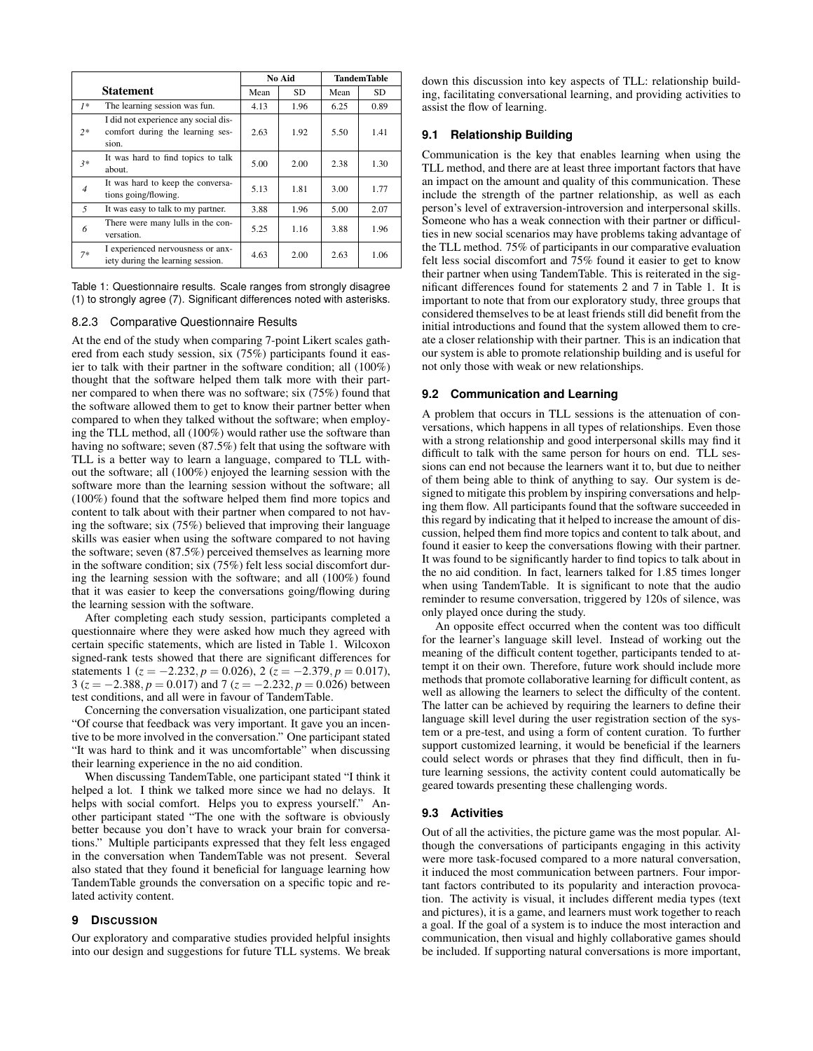| | Statement | No Aid | | TandemTable | |
|---|---|---|---|---|---|
| | | Mean | SD | Mean | SD |
| *1\** | The learning session was fun. | 4.13 | 1.96 | 6.25 | 0.89 |
| *2\** | I did not experience any social discomfort during the learning session. | 2.63 | 1.92 | 5.50 | 1.41 |
| *3\** | It was hard to find topics to talk about. | 5.00 | 2.00 | 2.38 | 1.30 |
| *4* | It was hard to keep the conversations going/flowing. | 5.13 | 1.81 | 3.00 | 1.77 |
| *5* | It was easy to talk to my partner. | 3.88 | 1.96 | 5.00 | 2.07 |
| *6* | There were many lulls in the conversation. | 5.25 | 1.16 | 3.88 | 1.96 |
| *7\** | I experienced nervousness or anxiety during the learning session. | 4.63 | 2.00 | 2.63 | 1.06 |

Table 1: Questionnaire results. Scale ranges from strongly disagree (1) to strongly agree (7). Significant differences noted with asterisks.

#### 8.2.3 Comparative Questionnaire Results

At the end of the study when comparing 7-point Likert scales gathered from each study session, six (75%) participants found it easier to talk with their partner in the software condition; all (100%) thought that the software helped them talk more with their partner compared to when there was no software; six (75%) found that the software allowed them to get to know their partner better when compared to when they talked without the software; when employing the TLL method, all (100%) would rather use the software than having no software; seven (87.5%) felt that using the software with TLL is a better way to learn a language, compared to TLL without the software; all (100%) enjoyed the learning session with the software more than the learning session without the software; all (100%) found that the software helped them find more topics and content to talk about with their partner when compared to not having the software; six (75%) believed that improving their language skills was easier when using the software compared to not having the software; seven (87.5%) perceived themselves as learning more in the software condition; six (75%) felt less social discomfort during the learning session with the software; and all (100%) found that it was easier to keep the conversations going/flowing during the learning session with the software.

After completing each study session, participants completed a questionnaire where they were asked how much they agreed with certain specific statements, which are listed in Table 1. Wilcoxon signed-rank tests showed that there are significant differences for statements 1 ($z = -2.232, p = 0.026$), 2 ($z = -2.379, p = 0.017$), 3 ($z = -2.388, p = 0.017$) and 7 ($z = -2.232, p = 0.026$) between test conditions, and all were in favour of TandemTable.

Concerning the conversation visualization, one participant stated "Of course that feedback was very important. It gave you an incentive to be more involved in the conversation." One participant stated "It was hard to think and it was uncomfortable" when discussing their learning experience in the no aid condition.

When discussing TandemTable, one participant stated "I think it helped a lot. I think we talked more since we had no delays. It helps with social comfort. Helps you to express yourself." Another participant stated "The one with the software is obviously better because you don't have to wrack your brain for conversations." Multiple participants expressed that they felt less engaged in the conversation when TandemTable was not present. Several also stated that they found it beneficial for language learning how TandemTable grounds the conversation on a specific topic and related activity content.

## 9 Discussion

Our exploratory and comparative studies provided helpful insights into our design and suggestions for future TLL systems. We break down this discussion into key aspects of TLL: relationship building, facilitating conversational learning, and providing activities to assist the flow of learning.

### 9.1 Relationship Building

Communication is the key that enables learning when using the TLL method, and there are at least three important factors that have an impact on the amount and quality of this communication. These include the strength of the partner relationship, as well as each person's level of extraversion-introversion and interpersonal skills. Someone who has a weak connection with their partner or difficulties in new social scenarios may have problems taking advantage of the TLL method. 75% of participants in our comparative evaluation felt less social discomfort and 75% found it easier to get to know their partner when using TandemTable. This is reiterated in the significant differences found for statements 2 and 7 in Table 1. It is important to note that from our exploratory study, three groups that considered themselves to be at least friends still did benefit from the initial introductions and found that the system allowed them to create a closer relationship with their partner. This is an indication that our system is able to promote relationship building and is useful for not only those with weak or new relationships.

### 9.2 Communication and Learning

A problem that occurs in TLL sessions is the attenuation of conversations, which happens in all types of relationships. Even those with a strong relationship and good interpersonal skills may find it difficult to talk with the same person for hours on end. TLL sessions can end not because the learners want it to, but due to neither of them being able to think of anything to say. Our system is designed to mitigate this problem by inspiring conversations and helping them flow. All participants found that the software succeeded in this regard by indicating that it helped to increase the amount of discussion, helped them find more topics and content to talk about, and found it easier to keep the conversations flowing with their partner. It was found to be significantly harder to find topics to talk about in the no aid condition. In fact, learners talked for 1.85 times longer when using TandemTable. It is significant to note that the audio reminder to resume conversation, triggered by 120s of silence, was only played once during the study.

An opposite effect occurred when the content was too difficult for the learner's language skill level. Instead of working out the meaning of the difficult content together, participants tended to attempt it on their own. Therefore, future work should include more methods that promote collaborative learning for difficult content, as well as allowing the learners to select the difficulty of the content. The latter can be achieved by requiring the learners to define their language skill level during the user registration section of the system or a pre-test, and using a form of content curation. To further support customized learning, it would be beneficial if the learners could select words or phrases that they find difficult, then in future learning sessions, the activity content could automatically be geared towards presenting these challenging words.

### 9.3 Activities

Out of all the activities, the picture game was the most popular. Although the conversations of participants engaging in this activity were more task-focused compared to a more natural conversation, it induced the most communication between partners. Four important factors contributed to its popularity and interaction provocation. The activity is visual, it includes different media types (text and pictures), it is a game, and learners must work together to reach a goal. If the goal of a system is to induce the most interaction and communication, then visual and highly collaborative games should be included. If supporting natural conversations is more important,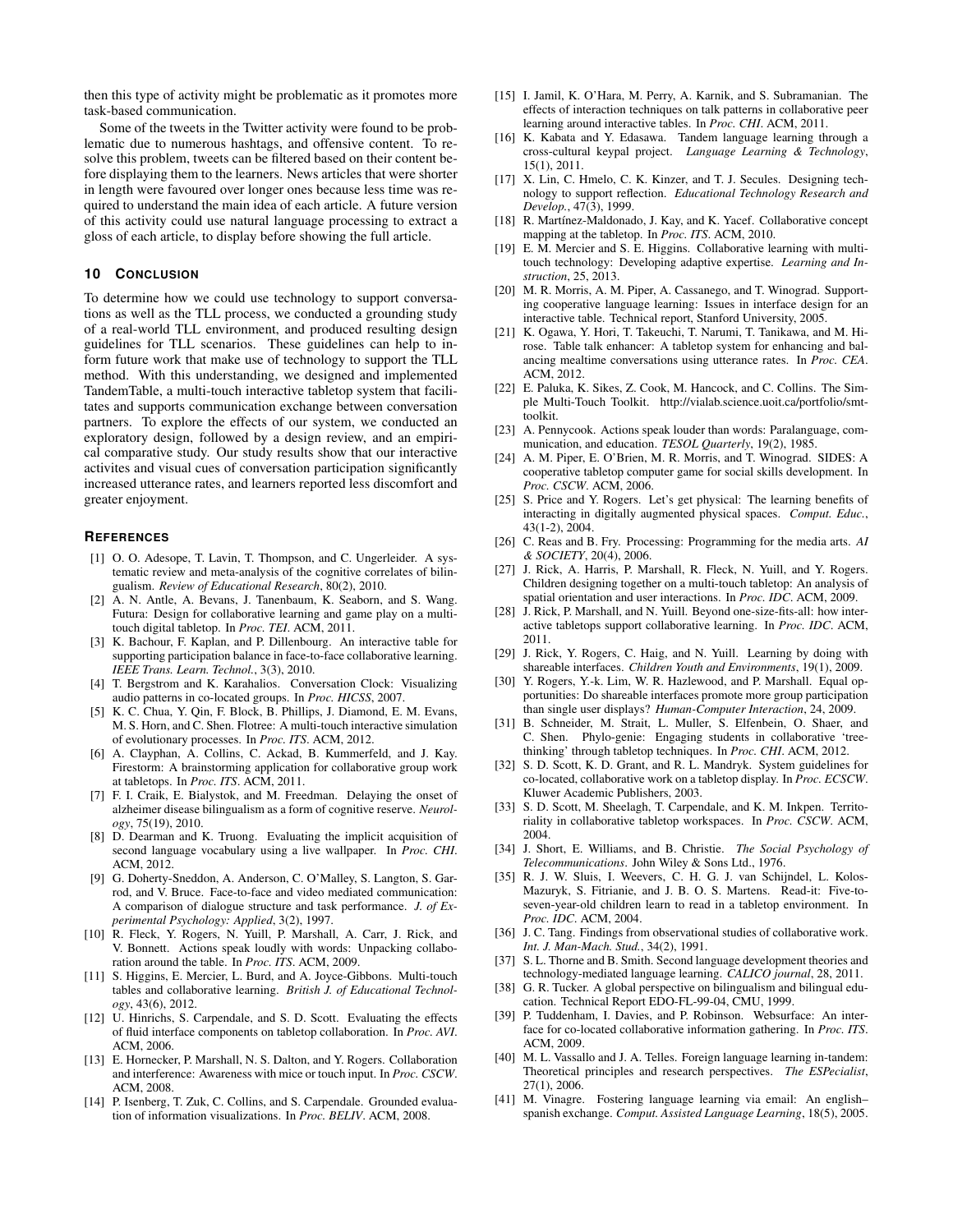then this type of activity might be problematic as it promotes more task-based communication.

Some of the tweets in the Twitter activity were found to be problematic due to numerous hashtags, and offensive content. To resolve this problem, tweets can be filtered based on their content before displaying them to the learners. News articles that were shorter in length were favoured over longer ones because less time was required to understand the main idea of each article. A future version of this activity could use natural language processing to extract a gloss of each article, to display before showing the full article.

## 10 Conclusion

To determine how we could use technology to support conversations as well as the TLL process, we conducted a grounding study of a real-world TLL environment, and produced resulting design guidelines for TLL scenarios. These guidelines can help to inform future work that make use of technology to support the TLL method. With this understanding, we designed and implemented TandemTable, a multi-touch interactive tabletop system that facilitates and supports communication exchange between conversation partners. To explore the effects of our system, we conducted an exploratory design, followed by a design review, and an empirical comparative study. Our study results show that our interactive activites and visual cues of conversation participation significantly increased utterance rates, and learners reported less discomfort and greater enjoyment.

## References

[1] O. O. Adesope, T. Lavin, T. Thompson, and C. Ungerleider. A systematic review and meta-analysis of the cognitive correlates of bilingualism. *Review of Educational Research*, 80(2), 2010.

[2] A. N. Antle, A. Bevans, J. Tanenbaum, K. Seaborn, and S. Wang. Futura: Design for collaborative learning and game play on a multi-touch digital tabletop. In *Proc. TEI*. ACM, 2011.

[3] K. Bachour, F. Kaplan, and P. Dillenbourg. An interactive table for supporting participation balance in face-to-face collaborative learning. *IEEE Trans. Learn. Technol.*, 3(3), 2010.

[4] T. Bergstrom and K. Karahalios. Conversation Clock: Visualizing audio patterns in co-located groups. In *Proc. HICSS*, 2007.

[5] K. C. Chua, Y. Qin, F. Block, B. Phillips, J. Diamond, E. M. Evans, M. S. Horn, and C. Shen. Flotree: A multi-touch interactive simulation of evolutionary processes. In *Proc. ITS*. ACM, 2012.

[6] A. Clayphan, A. Collins, C. Ackad, B. Kummerfeld, and J. Kay. Firestorm: A brainstorming application for collaborative group work at tabletops. In *Proc. ITS*. ACM, 2011.

[7] F. I. Craik, E. Bialystok, and M. Freedman. Delaying the onset of alzheimer disease bilingualism as a form of cognitive reserve. *Neurology*, 75(19), 2010.

[8] D. Dearman and K. Truong. Evaluating the implicit acquisition of second language vocabulary using a live wallpaper. In *Proc. CHI*. ACM, 2012.

[9] G. Doherty-Sneddon, A. Anderson, C. O'Malley, S. Langton, S. Garrod, and V. Bruce. Face-to-face and video mediated communication: A comparison of dialogue structure and task performance. *J. of Experimental Psychology: Applied*, 3(2), 1997.

[10] R. Fleck, Y. Rogers, N. Yuill, P. Marshall, A. Carr, J. Rick, and V. Bonnett. Actions speak loudly with words: Unpacking collaboration around the table. In *Proc. ITS*. ACM, 2009.

[11] S. Higgins, E. Mercier, L. Burd, and A. Joyce-Gibbons. Multi-touch tables and collaborative learning. *British J. of Educational Technology*, 43(6), 2012.

[12] U. Hinrichs, S. Carpendale, and S. D. Scott. Evaluating the effects of fluid interface components on tabletop collaboration. In *Proc. AVI*. ACM, 2006.

[13] E. Hornecker, P. Marshall, N. S. Dalton, and Y. Rogers. Collaboration and interference: Awareness with mice or touch input. In *Proc. CSCW*. ACM, 2008.

[14] P. Isenberg, T. Zuk, C. Collins, and S. Carpendale. Grounded evaluation of information visualizations. In *Proc. BELIV*. ACM, 2008.

[15] I. Jamil, K. O'Hara, M. Perry, A. Karnik, and S. Subramanian. The effects of interaction techniques on talk patterns in collaborative peer learning around interactive tables. In *Proc. CHI*. ACM, 2011.

[16] K. Kabata and Y. Edasawa. Tandem language learning through a cross-cultural keypal project. *Language Learning & Technology*, 15(1), 2011.

[17] X. Lin, C. Hmelo, C. K. Kinzer, and T. J. Secules. Designing technology to support reflection. *Educational Technology Research and Develop.*, 47(3), 1999.

[18] R. Martínez-Maldonado, J. Kay, and K. Yacef. Collaborative concept mapping at the tabletop. In *Proc. ITS*. ACM, 2010.

[19] E. M. Mercier and S. E. Higgins. Collaborative learning with multi-touch technology: Developing adaptive expertise. *Learning and Instruction*, 25, 2013.

[20] M. R. Morris, A. M. Piper, A. Cassanego, and T. Winograd. Supporting cooperative language learning: Issues in interface design for an interactive table. Technical report, Stanford University, 2005.

[21] K. Ogawa, Y. Hori, T. Takeuchi, T. Narumi, T. Tanikawa, and M. Hirose. Table talk enhancer: A tabletop system for enhancing and balancing mealtime conversations using utterance rates. In *Proc. CEA*. ACM, 2012.

[22] E. Paluka, K. Sikes, Z. Cook, M. Hancock, and C. Collins. The Simple Multi-Touch Toolkit. http://vialab.science.uoit.ca/portfolio/smt-toolkit.

[23] A. Pennycook. Actions speak louder than words: Paralanguage, communication, and education. *TESOL Quarterly*, 19(2), 1985.

[24] A. M. Piper, E. O'Brien, M. R. Morris, and T. Winograd. SIDES: A cooperative tabletop computer game for social skills development. In *Proc. CSCW*. ACM, 2006.

[25] S. Price and Y. Rogers. Let's get physical: The learning benefits of interacting in digitally augmented physical spaces. *Comput. Educ.*, 43(1-2), 2004.

[26] C. Reas and B. Fry. Processing: Programming for the media arts. *AI & SOCIETY*, 20(4), 2006.

[27] J. Rick, A. Harris, P. Marshall, R. Fleck, N. Yuill, and Y. Rogers. Children designing together on a multi-touch tabletop: An analysis of spatial orientation and user interactions. In *Proc. IDC*. ACM, 2009.

[28] J. Rick, P. Marshall, and N. Yuill. Beyond one-size-fits-all: how interactive tabletops support collaborative learning. In *Proc. IDC*. ACM, 2011.

[29] J. Rick, Y. Rogers, C. Haig, and N. Yuill. Learning by doing with shareable interfaces. *Children Youth and Environments*, 19(1), 2009.

[30] Y. Rogers, Y.-k. Lim, W. R. Hazlewood, and P. Marshall. Equal opportunities: Do shareable interfaces promote more group participation than single user displays? *Human-Computer Interaction*, 24, 2009.

[31] B. Schneider, M. Strait, L. Muller, S. Elfenbein, O. Shaer, and C. Shen. Phylo-genie: Engaging students in collaborative 'tree-thinking' through tabletop techniques. In *Proc. CHI*. ACM, 2012.

[32] S. D. Scott, K. D. Grant, and R. L. Mandryk. System guidelines for co-located, collaborative work on a tabletop display. In *Proc. ECSCW*. Kluwer Academic Publishers, 2003.

[33] S. D. Scott, M. Sheelagh, T. Carpendale, and K. M. Inkpen. Territoriality in collaborative tabletop workspaces. In *Proc. CSCW*. ACM, 2004.

[34] J. Short, E. Williams, and B. Christie. *The Social Psychology of Telecommunications*. John Wiley & Sons Ltd., 1976.

[35] R. J. W. Sluis, I. Weevers, C. H. G. J. van Schijndel, L. Kolos-Mazuryk, S. Fitrianie, and J. B. O. S. Martens. Read-it: Five-to-seven-year-old children learn to read in a tabletop environment. In *Proc. IDC*. ACM, 2004.

[36] J. C. Tang. Findings from observational studies of collaborative work. *Int. J. Man-Mach. Stud.*, 34(2), 1991.

[37] S. L. Thorne and B. Smith. Second language development theories and technology-mediated language learning. *CALICO journal*, 28, 2011.

[38] G. R. Tucker. A global perspective on bilingualism and bilingual education. Technical Report EDO-FL-99-04, CMU, 1999.

[39] P. Tuddenham, I. Davies, and P. Robinson. Websurface: An interface for co-located collaborative information gathering. In *Proc. ITS*. ACM, 2009.

[40] M. L. Vassallo and J. A. Telles. Foreign language learning in-tandem: Theoretical principles and research perspectives. *The ESPecialist*, 27(1), 2006.

[41] M. Vinagre. Fostering language learning via email: An english–spanish exchange. *Comput. Assisted Language Learning*, 18(5), 2005.